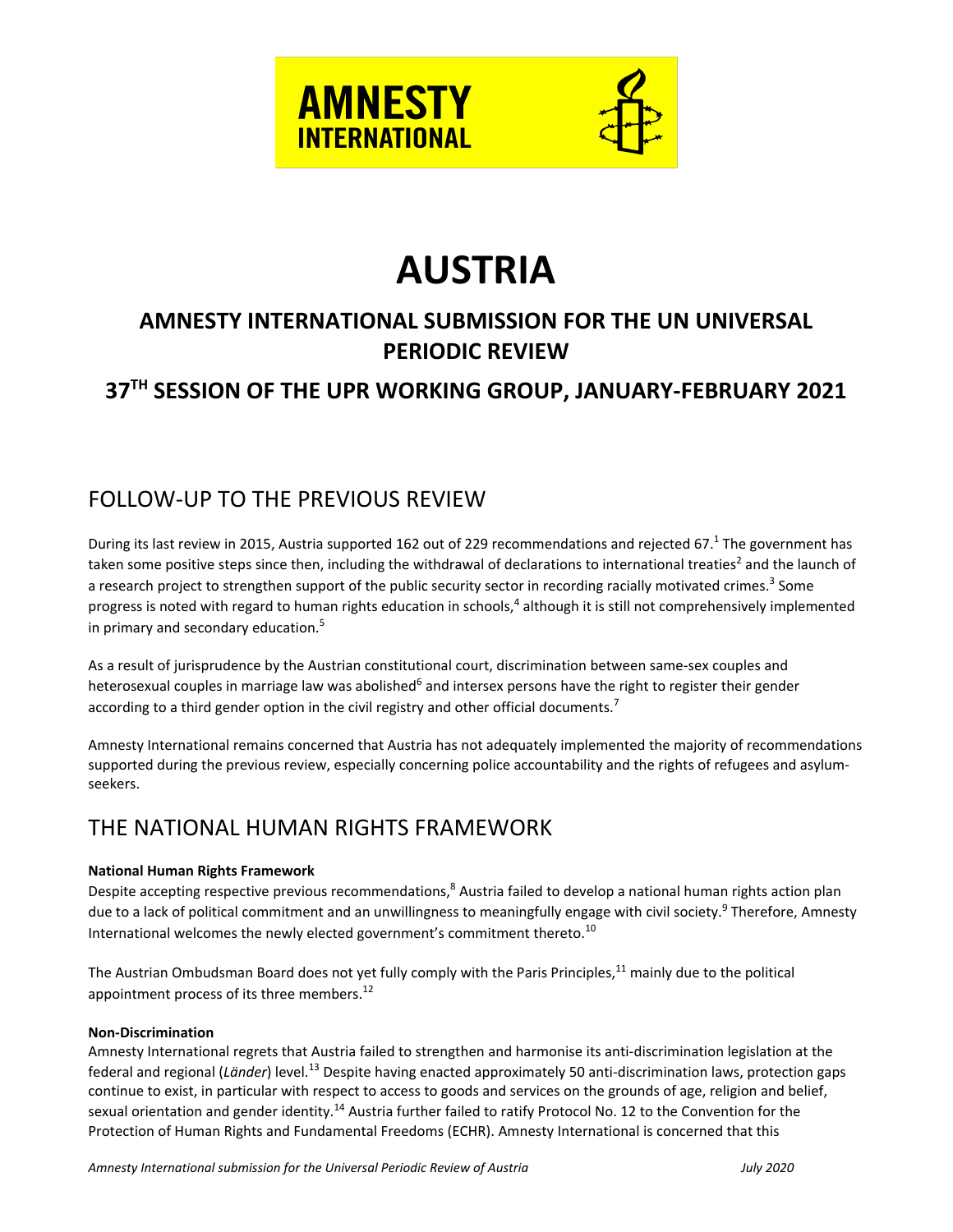AMNESTY INTERNATIONAL

# AUSTRIA

## AMNESTY INTERNATIONAL SUBMISSION FOR THE UN UNIVERSAL PERIODIC REVIEW

## 37TH SESSION OF THE UPR WORKING GROUP, JANUARY-FEBRUARY 2021

## FOLLOW-UP TO THE PREVIOUS REVIEW

During its last review in 2015, Austria supported 162 out of 229 recommendations and rejected 67.[1] The government has taken some positive steps since then, including the withdrawal of declarations to international treaties[2] and the launch of a research project to strengthen support of the public security sector in recording racially motivated crimes.[3] Some progress is noted with regard to human rights education in schools,[4] although it is still not comprehensively implemented in primary and secondary education.[5]

As a result of jurisprudence by the Austrian constitutional court, discrimination between same-sex couples and heterosexual couples in marriage law was abolished[6] and intersex persons have the right to register their gender according to a third gender option in the civil registry and other official documents.[7]

Amnesty International remains concerned that Austria has not adequately implemented the majority of recommendations supported during the previous review, especially concerning police accountability and the rights of refugees and asylum-seekers.

## THE NATIONAL HUMAN RIGHTS FRAMEWORK

**National Human Rights Framework**

Despite accepting respective previous recommendations,[8] Austria failed to develop a national human rights action plan due to a lack of political commitment and an unwillingness to meaningfully engage with civil society.[9] Therefore, Amnesty International welcomes the newly elected government's commitment thereto.[10]

The Austrian Ombudsman Board does not yet fully comply with the Paris Principles,[11] mainly due to the political appointment process of its three members.[12]

**Non-Discrimination**

Amnesty International regrets that Austria failed to strengthen and harmonise its anti-discrimination legislation at the federal and regional (*Länder*) level.[13] Despite having enacted approximately 50 anti-discrimination laws, protection gaps continue to exist, in particular with respect to access to goods and services on the grounds of age, religion and belief, sexual orientation and gender identity.[14] Austria further failed to ratify Protocol No. 12 to the Convention for the Protection of Human Rights and Fundamental Freedoms (ECHR). Amnesty International is concerned that this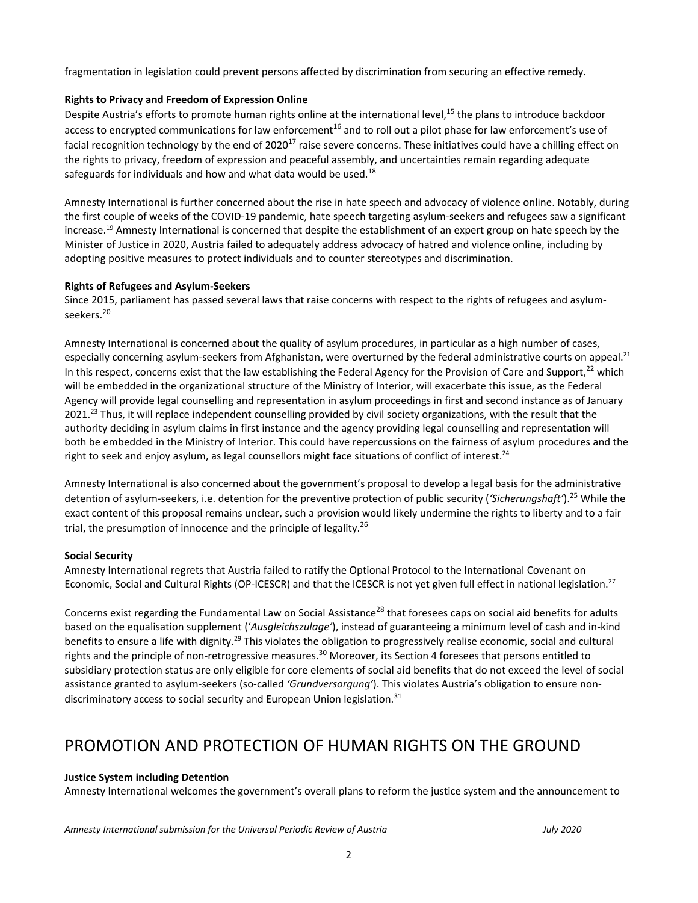fragmentation in legislation could prevent persons affected by discrimination from securing an effective remedy.

**Rights to Privacy and Freedom of Expression Online**

Despite Austria's efforts to promote human rights online at the international level,[15] the plans to introduce backdoor access to encrypted communications for law enforcement[16] and to roll out a pilot phase for law enforcement's use of facial recognition technology by the end of 2020[17] raise severe concerns. These initiatives could have a chilling effect on the rights to privacy, freedom of expression and peaceful assembly, and uncertainties remain regarding adequate safeguards for individuals and how and what data would be used.[18]

Amnesty International is further concerned about the rise in hate speech and advocacy of violence online. Notably, during the first couple of weeks of the COVID-19 pandemic, hate speech targeting asylum-seekers and refugees saw a significant increase.[19] Amnesty International is concerned that despite the establishment of an expert group on hate speech by the Minister of Justice in 2020, Austria failed to adequately address advocacy of hatred and violence online, including by adopting positive measures to protect individuals and to counter stereotypes and discrimination.

**Rights of Refugees and Asylum-Seekers**

Since 2015, parliament has passed several laws that raise concerns with respect to the rights of refugees and asylum-seekers.[20]

Amnesty International is concerned about the quality of asylum procedures, in particular as a high number of cases, especially concerning asylum-seekers from Afghanistan, were overturned by the federal administrative courts on appeal.[21] In this respect, concerns exist that the law establishing the Federal Agency for the Provision of Care and Support,[22] which will be embedded in the organizational structure of the Ministry of Interior, will exacerbate this issue, as the Federal Agency will provide legal counselling and representation in asylum proceedings in first and second instance as of January 2021.[23] Thus, it will replace independent counselling provided by civil society organizations, with the result that the authority deciding in asylum claims in first instance and the agency providing legal counselling and representation will both be embedded in the Ministry of Interior. This could have repercussions on the fairness of asylum procedures and the right to seek and enjoy asylum, as legal counsellors might face situations of conflict of interest.[24]

Amnesty International is also concerned about the government's proposal to develop a legal basis for the administrative detention of asylum-seekers, i.e. detention for the preventive protection of public security (*'Sicherungshaft'*).[25] While the exact content of this proposal remains unclear, such a provision would likely undermine the rights to liberty and to a fair trial, the presumption of innocence and the principle of legality.[26]

**Social Security**

Amnesty International regrets that Austria failed to ratify the Optional Protocol to the International Covenant on Economic, Social and Cultural Rights (OP-ICESCR) and that the ICESCR is not yet given full effect in national legislation.[27]

Concerns exist regarding the Fundamental Law on Social Assistance[28] that foresees caps on social aid benefits for adults based on the equalisation supplement (*'Ausgleichszulage'*), instead of guaranteeing a minimum level of cash and in-kind benefits to ensure a life with dignity.[29] This violates the obligation to progressively realise economic, social and cultural rights and the principle of non-retrogressive measures.[30] Moreover, its Section 4 foresees that persons entitled to subsidiary protection status are only eligible for core elements of social aid benefits that do not exceed the level of social assistance granted to asylum-seekers (so-called *'Grundversorgung'*). This violates Austria's obligation to ensure non-discriminatory access to social security and European Union legislation.[31]

# PROMOTION AND PROTECTION OF HUMAN RIGHTS ON THE GROUND

**Justice System including Detention**

Amnesty International welcomes the government's overall plans to reform the justice system and the announcement to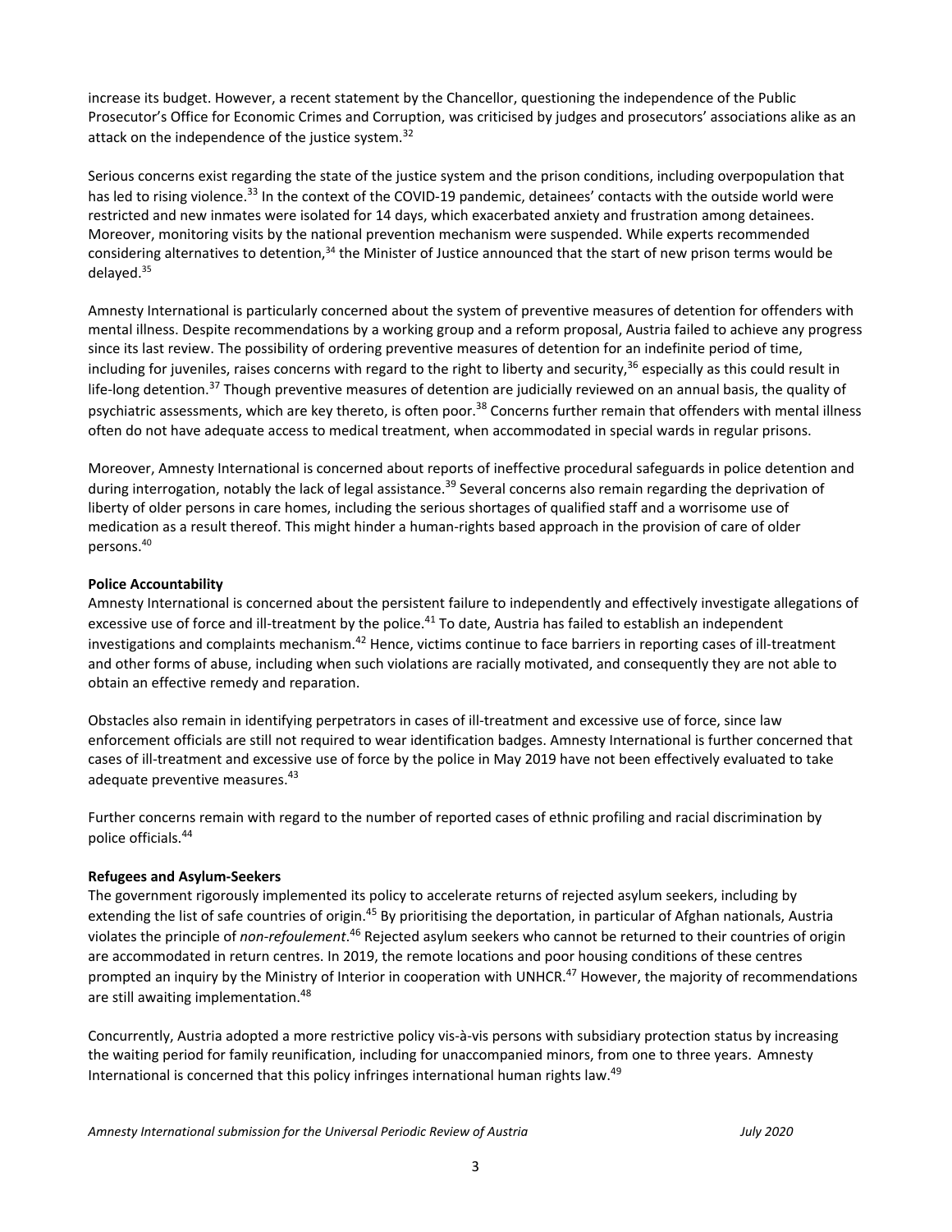increase its budget. However, a recent statement by the Chancellor, questioning the independence of the Public Prosecutor's Office for Economic Crimes and Corruption, was criticised by judges and prosecutors' associations alike as an attack on the independence of the justice system.[32]

Serious concerns exist regarding the state of the justice system and the prison conditions, including overpopulation that has led to rising violence.[33] In the context of the COVID-19 pandemic, detainees' contacts with the outside world were restricted and new inmates were isolated for 14 days, which exacerbated anxiety and frustration among detainees. Moreover, monitoring visits by the national prevention mechanism were suspended. While experts recommended considering alternatives to detention,[34] the Minister of Justice announced that the start of new prison terms would be delayed.[35]

Amnesty International is particularly concerned about the system of preventive measures of detention for offenders with mental illness. Despite recommendations by a working group and a reform proposal, Austria failed to achieve any progress since its last review. The possibility of ordering preventive measures of detention for an indefinite period of time, including for juveniles, raises concerns with regard to the right to liberty and security,[36] especially as this could result in life-long detention.[37] Though preventive measures of detention are judicially reviewed on an annual basis, the quality of psychiatric assessments, which are key thereto, is often poor.[38] Concerns further remain that offenders with mental illness often do not have adequate access to medical treatment, when accommodated in special wards in regular prisons.

Moreover, Amnesty International is concerned about reports of ineffective procedural safeguards in police detention and during interrogation, notably the lack of legal assistance.[39] Several concerns also remain regarding the deprivation of liberty of older persons in care homes, including the serious shortages of qualified staff and a worrisome use of medication as a result thereof. This might hinder a human-rights based approach in the provision of care of older persons.[40]

**Police Accountability**

Amnesty International is concerned about the persistent failure to independently and effectively investigate allegations of excessive use of force and ill-treatment by the police.[41] To date, Austria has failed to establish an independent investigations and complaints mechanism.[42] Hence, victims continue to face barriers in reporting cases of ill-treatment and other forms of abuse, including when such violations are racially motivated, and consequently they are not able to obtain an effective remedy and reparation.

Obstacles also remain in identifying perpetrators in cases of ill-treatment and excessive use of force, since law enforcement officials are still not required to wear identification badges. Amnesty International is further concerned that cases of ill-treatment and excessive use of force by the police in May 2019 have not been effectively evaluated to take adequate preventive measures.[43]

Further concerns remain with regard to the number of reported cases of ethnic profiling and racial discrimination by police officials.[44]

**Refugees and Asylum-Seekers**

The government rigorously implemented its policy to accelerate returns of rejected asylum seekers, including by extending the list of safe countries of origin.[45] By prioritising the deportation, in particular of Afghan nationals, Austria violates the principle of *non-refoulement*.[46] Rejected asylum seekers who cannot be returned to their countries of origin are accommodated in return centres. In 2019, the remote locations and poor housing conditions of these centres prompted an inquiry by the Ministry of Interior in cooperation with UNHCR.[47] However, the majority of recommendations are still awaiting implementation.[48]

Concurrently, Austria adopted a more restrictive policy vis-à-vis persons with subsidiary protection status by increasing the waiting period for family reunification, including for unaccompanied minors, from one to three years. Amnesty International is concerned that this policy infringes international human rights law.[49]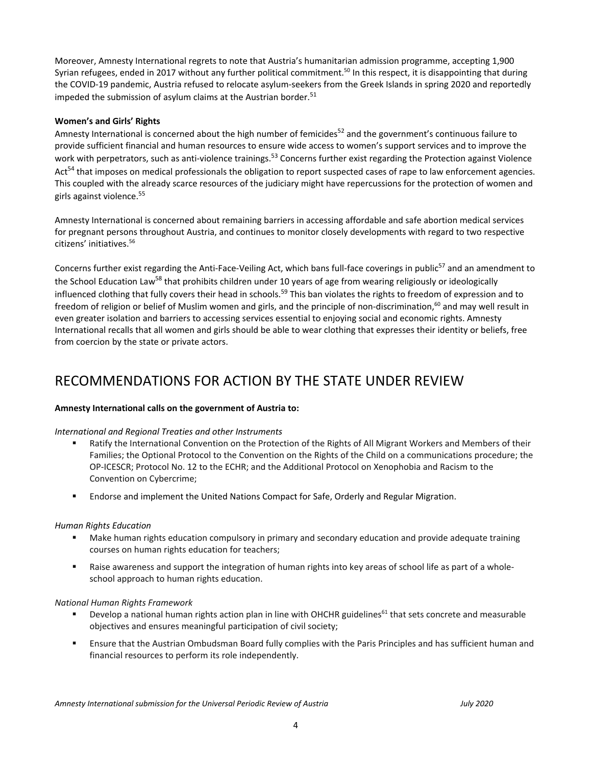Moreover, Amnesty International regrets to note that Austria's humanitarian admission programme, accepting 1,900 Syrian refugees, ended in 2017 without any further political commitment.[50] In this respect, it is disappointing that during the COVID-19 pandemic, Austria refused to relocate asylum-seekers from the Greek Islands in spring 2020 and reportedly impeded the submission of asylum claims at the Austrian border.[51]

**Women's and Girls' Rights**

Amnesty International is concerned about the high number of femicides[52] and the government's continuous failure to provide sufficient financial and human resources to ensure wide access to women's support services and to improve the work with perpetrators, such as anti-violence trainings.[53] Concerns further exist regarding the Protection against Violence Act[54] that imposes on medical professionals the obligation to report suspected cases of rape to law enforcement agencies. This coupled with the already scarce resources of the judiciary might have repercussions for the protection of women and girls against violence.[55]

Amnesty International is concerned about remaining barriers in accessing affordable and safe abortion medical services for pregnant persons throughout Austria, and continues to monitor closely developments with regard to two respective citizens' initiatives.[56]

Concerns further exist regarding the Anti-Face-Veiling Act, which bans full-face coverings in public[57] and an amendment to the School Education Law[58] that prohibits children under 10 years of age from wearing religiously or ideologically influenced clothing that fully covers their head in schools.[59] This ban violates the rights to freedom of expression and to freedom of religion or belief of Muslim women and girls, and the principle of non-discrimination,[60] and may well result in even greater isolation and barriers to accessing services essential to enjoying social and economic rights. Amnesty International recalls that all women and girls should be able to wear clothing that expresses their identity or beliefs, free from coercion by the state or private actors.

# RECOMMENDATIONS FOR ACTION BY THE STATE UNDER REVIEW

**Amnesty International calls on the government of Austria to:**

*International and Regional Treaties and other Instruments*

- Ratify the International Convention on the Protection of the Rights of All Migrant Workers and Members of their Families; the Optional Protocol to the Convention on the Rights of the Child on a communications procedure; the OP-ICESCR; Protocol No. 12 to the ECHR; and the Additional Protocol on Xenophobia and Racism to the Convention on Cybercrime;
- Endorse and implement the United Nations Compact for Safe, Orderly and Regular Migration.

*Human Rights Education*

- Make human rights education compulsory in primary and secondary education and provide adequate training courses on human rights education for teachers;
- Raise awareness and support the integration of human rights into key areas of school life as part of a whole-school approach to human rights education.

*National Human Rights Framework*

- Develop a national human rights action plan in line with OHCHR guidelines[61] that sets concrete and measurable objectives and ensures meaningful participation of civil society;
- Ensure that the Austrian Ombudsman Board fully complies with the Paris Principles and has sufficient human and financial resources to perform its role independently.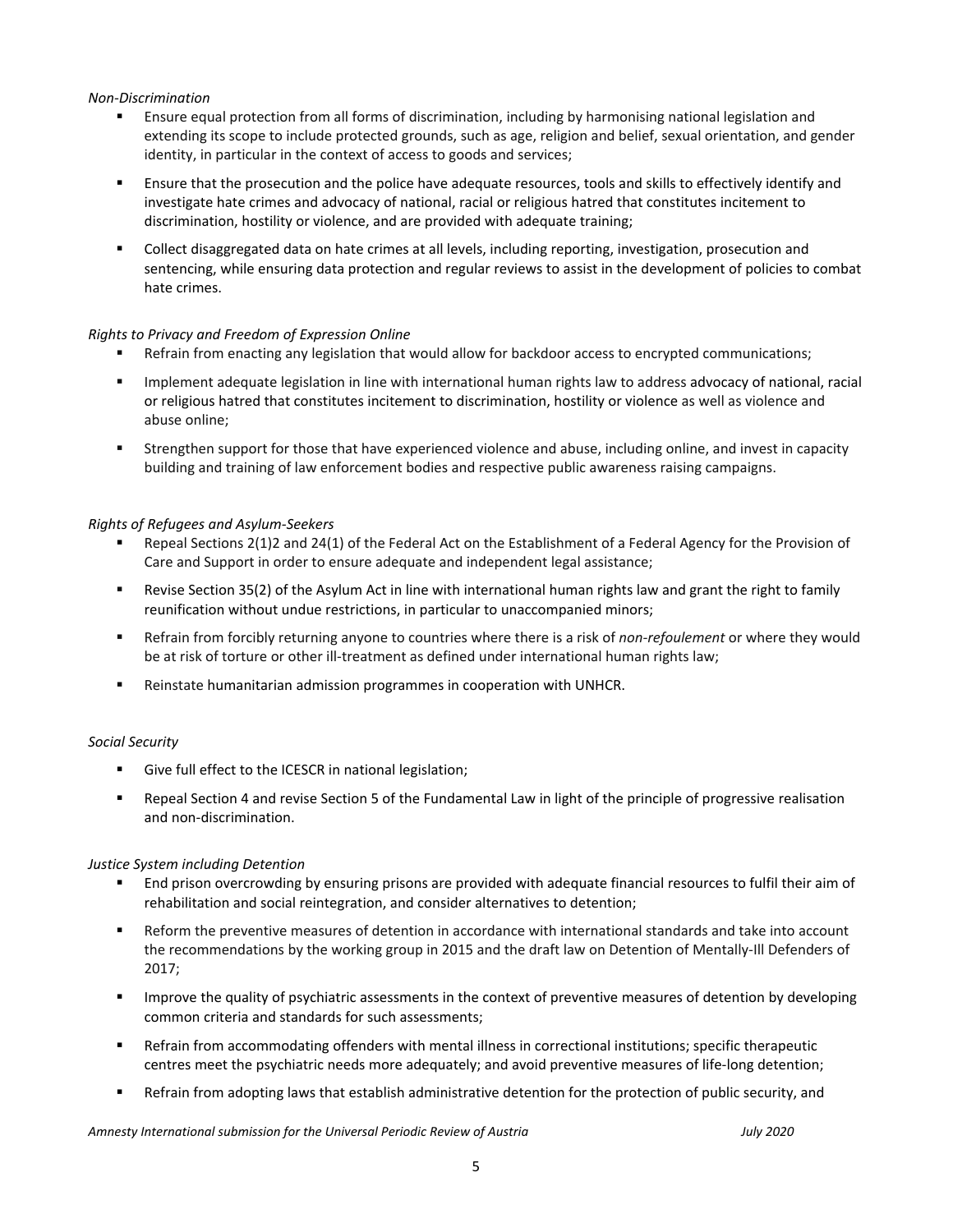*Non-Discrimination*

- Ensure equal protection from all forms of discrimination, including by harmonising national legislation and extending its scope to include protected grounds, such as age, religion and belief, sexual orientation, and gender identity, in particular in the context of access to goods and services;
- Ensure that the prosecution and the police have adequate resources, tools and skills to effectively identify and investigate hate crimes and advocacy of national, racial or religious hatred that constitutes incitement to discrimination, hostility or violence, and are provided with adequate training;
- Collect disaggregated data on hate crimes at all levels, including reporting, investigation, prosecution and sentencing, while ensuring data protection and regular reviews to assist in the development of policies to combat hate crimes.

*Rights to Privacy and Freedom of Expression Online*

- Refrain from enacting any legislation that would allow for backdoor access to encrypted communications;
- Implement adequate legislation in line with international human rights law to address advocacy of national, racial or religious hatred that constitutes incitement to discrimination, hostility or violence as well as violence and abuse online;
- Strengthen support for those that have experienced violence and abuse, including online, and invest in capacity building and training of law enforcement bodies and respective public awareness raising campaigns.

*Rights of Refugees and Asylum-Seekers*

- Repeal Sections 2(1)2 and 24(1) of the Federal Act on the Establishment of a Federal Agency for the Provision of Care and Support in order to ensure adequate and independent legal assistance;
- Revise Section 35(2) of the Asylum Act in line with international human rights law and grant the right to family reunification without undue restrictions, in particular to unaccompanied minors;
- Refrain from forcibly returning anyone to countries where there is a risk of *non-refoulement* or where they would be at risk of torture or other ill-treatment as defined under international human rights law;
- Reinstate humanitarian admission programmes in cooperation with UNHCR.

*Social Security*

- Give full effect to the ICESCR in national legislation;
- Repeal Section 4 and revise Section 5 of the Fundamental Law in light of the principle of progressive realisation and non-discrimination.

*Justice System including Detention*

- End prison overcrowding by ensuring prisons are provided with adequate financial resources to fulfil their aim of rehabilitation and social reintegration, and consider alternatives to detention;
- Reform the preventive measures of detention in accordance with international standards and take into account the recommendations by the working group in 2015 and the draft law on Detention of Mentally-Ill Defenders of 2017;
- Improve the quality of psychiatric assessments in the context of preventive measures of detention by developing common criteria and standards for such assessments;
- Refrain from accommodating offenders with mental illness in correctional institutions; specific therapeutic centres meet the psychiatric needs more adequately; and avoid preventive measures of life-long detention;
- Refrain from adopting laws that establish administrative detention for the protection of public security, and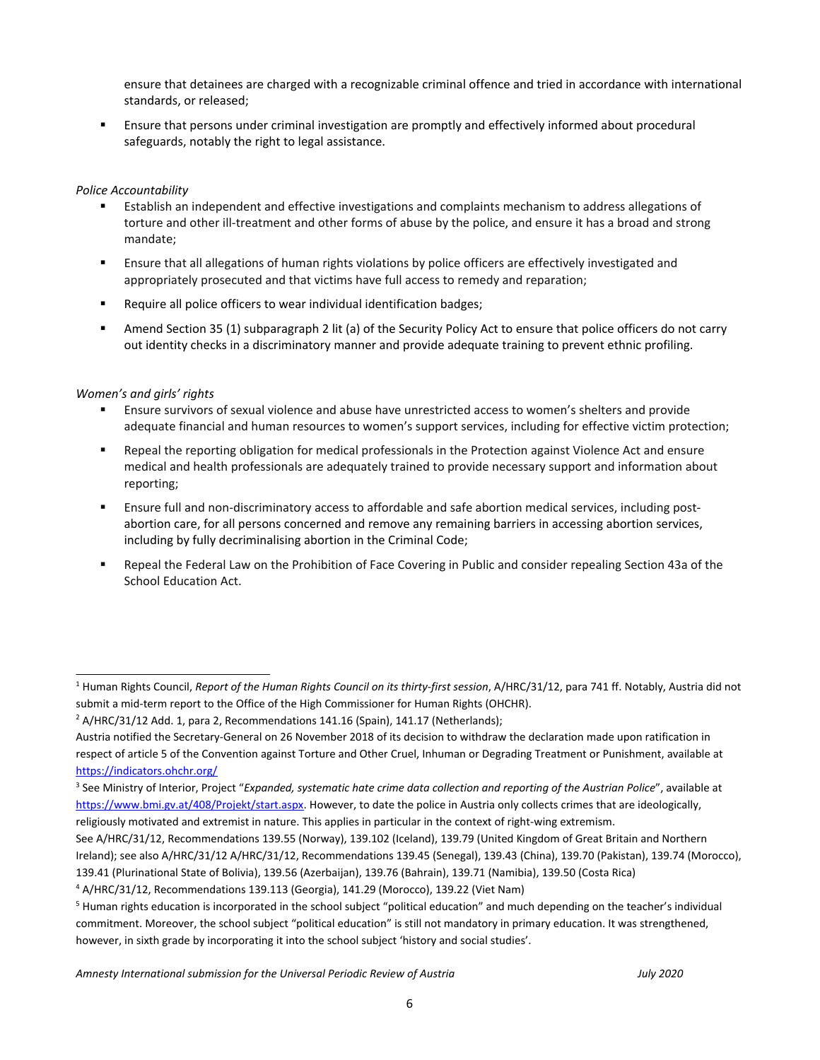ensure that detainees are charged with a recognizable criminal offence and tried in accordance with international standards, or released;

- Ensure that persons under criminal investigation are promptly and effectively informed about procedural safeguards, notably the right to legal assistance.

*Police Accountability*

- Establish an independent and effective investigations and complaints mechanism to address allegations of torture and other ill-treatment and other forms of abuse by the police, and ensure it has a broad and strong mandate;
- Ensure that all allegations of human rights violations by police officers are effectively investigated and appropriately prosecuted and that victims have full access to remedy and reparation;
- Require all police officers to wear individual identification badges;
- Amend Section 35 (1) subparagraph 2 lit (a) of the Security Policy Act to ensure that police officers do not carry out identity checks in a discriminatory manner and provide adequate training to prevent ethnic profiling.

*Women's and girls' rights*

- Ensure survivors of sexual violence and abuse have unrestricted access to women's shelters and provide adequate financial and human resources to women's support services, including for effective victim protection;
- Repeal the reporting obligation for medical professionals in the Protection against Violence Act and ensure medical and health professionals are adequately trained to provide necessary support and information about reporting;
- Ensure full and non-discriminatory access to affordable and safe abortion medical services, including post-abortion care, for all persons concerned and remove any remaining barriers in accessing abortion services, including by fully decriminalising abortion in the Criminal Code;
- Repeal the Federal Law on the Prohibition of Face Covering in Public and consider repealing Section 43a of the School Education Act.

---

[1] Human Rights Council, *Report of the Human Rights Council on its thirty-first session*, A/HRC/31/12, para 741 ff. Notably, Austria did not submit a mid-term report to the Office of the High Commissioner for Human Rights (OHCHR).

[2] A/HRC/31/12 Add. 1, para 2, Recommendations 141.16 (Spain), 141.17 (Netherlands);
Austria notified the Secretary-General on 26 November 2018 of its decision to withdraw the declaration made upon ratification in respect of article 5 of the Convention against Torture and Other Cruel, Inhuman or Degrading Treatment or Punishment, available at https://indicators.ohchr.org/

[3] See Ministry of Interior, Project "*Expanded, systematic hate crime data collection and reporting of the Austrian Police*", available at https://www.bmi.gv.at/408/Projekt/start.aspx. However, to date the police in Austria only collects crimes that are ideologically, religiously motivated and extremist in nature. This applies in particular in the context of right-wing extremism.
See A/HRC/31/12, Recommendations 139.55 (Norway), 139.102 (Iceland), 139.79 (United Kingdom of Great Britain and Northern Ireland); see also A/HRC/31/12 A/HRC/31/12, Recommendations 139.45 (Senegal), 139.43 (China), 139.70 (Pakistan), 139.74 (Morocco), 139.41 (Plurinational State of Bolivia), 139.56 (Azerbaijan), 139.76 (Bahrain), 139.71 (Namibia), 139.50 (Costa Rica)

[4] A/HRC/31/12, Recommendations 139.113 (Georgia), 141.29 (Morocco), 139.22 (Viet Nam)

[5] Human rights education is incorporated in the school subject "political education" and much depending on the teacher's individual commitment. Moreover, the school subject "political education" is still not mandatory in primary education. It was strengthened, however, in sixth grade by incorporating it into the school subject 'history and social studies'.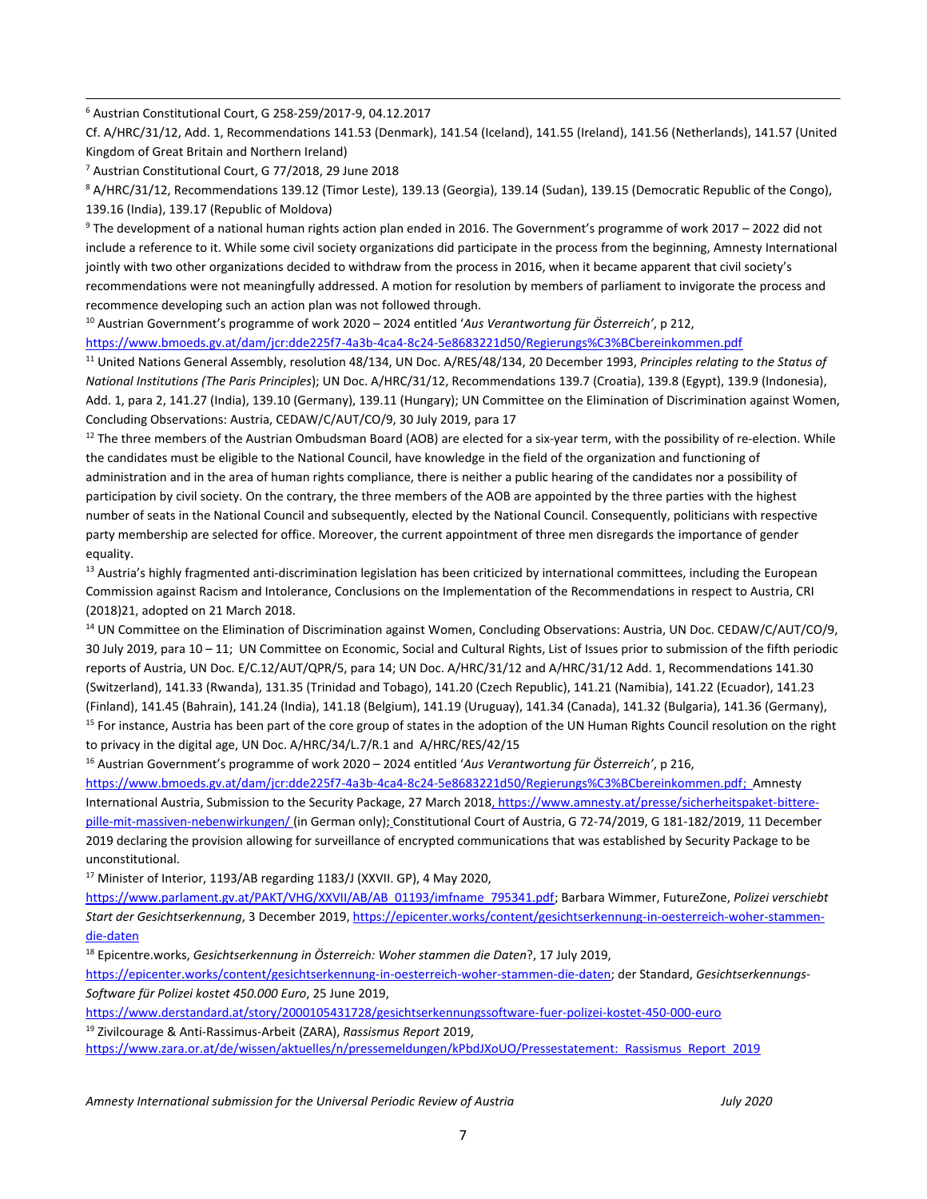[6] Austrian Constitutional Court, G 258-259/2017-9, 04.12.2017

Cf. A/HRC/31/12, Add. 1, Recommendations 141.53 (Denmark), 141.54 (Iceland), 141.55 (Ireland), 141.56 (Netherlands), 141.57 (United Kingdom of Great Britain and Northern Ireland)

[7] Austrian Constitutional Court, G 77/2018, 29 June 2018

[8] A/HRC/31/12, Recommendations 139.12 (Timor Leste), 139.13 (Georgia), 139.14 (Sudan), 139.15 (Democratic Republic of the Congo), 139.16 (India), 139.17 (Republic of Moldova)

[9] The development of a national human rights action plan ended in 2016. The Government's programme of work 2017 – 2022 did not include a reference to it. While some civil society organizations did participate in the process from the beginning, Amnesty International jointly with two other organizations decided to withdraw from the process in 2016, when it became apparent that civil society's recommendations were not meaningfully addressed. A motion for resolution by members of parliament to invigorate the process and recommence developing such an action plan was not followed through.

[10] Austrian Government's programme of work 2020 – 2024 entitled '*Aus Verantwortung für Österreich*', p 212, https://www.bmoeds.gv.at/dam/jcr:dde225f7-4a3b-4ca4-8c24-5e8683221d50/Regierungs%C3%BCbereinkommen.pdf

[11] United Nations General Assembly, resolution 48/134, UN Doc. A/RES/48/134, 20 December 1993, *Principles relating to the Status of National Institutions (The Paris Principles)*; UN Doc. A/HRC/31/12, Recommendations 139.7 (Croatia), 139.8 (Egypt), 139.9 (Indonesia), Add. 1, para 2, 141.27 (India), 139.10 (Germany), 139.11 (Hungary); UN Committee on the Elimination of Discrimination against Women, Concluding Observations: Austria, CEDAW/C/AUT/CO/9, 30 July 2019, para 17

[12] The three members of the Austrian Ombudsman Board (AOB) are elected for a six-year term, with the possibility of re-election. While the candidates must be eligible to the National Council, have knowledge in the field of the organization and functioning of administration and in the area of human rights compliance, there is neither a public hearing of the candidates nor a possibility of participation by civil society. On the contrary, the three members of the AOB are appointed by the three parties with the highest number of seats in the National Council and subsequently, elected by the National Council. Consequently, politicians with respective party membership are selected for office. Moreover, the current appointment of three men disregards the importance of gender equality.

[13] Austria's highly fragmented anti-discrimination legislation has been criticized by international committees, including the European Commission against Racism and Intolerance, Conclusions on the Implementation of the Recommendations in respect to Austria, CRI (2018)21, adopted on 21 March 2018.

[14] UN Committee on the Elimination of Discrimination against Women, Concluding Observations: Austria, UN Doc. CEDAW/C/AUT/CO/9, 30 July 2019, para 10 – 11; UN Committee on Economic, Social and Cultural Rights, List of Issues prior to submission of the fifth periodic reports of Austria, UN Doc. E/C.12/AUT/QPR/5, para 14; UN Doc. A/HRC/31/12 and A/HRC/31/12 Add. 1, Recommendations 141.30 (Switzerland), 141.33 (Rwanda), 131.35 (Trinidad and Tobago), 141.20 (Czech Republic), 141.21 (Namibia), 141.22 (Ecuador), 141.23 (Finland), 141.45 (Bahrain), 141.24 (India), 141.18 (Belgium), 141.19 (Uruguay), 141.34 (Canada), 141.32 (Bulgaria), 141.36 (Germany),

[15] For instance, Austria has been part of the core group of states in the adoption of the UN Human Rights Council resolution on the right to privacy in the digital age, UN Doc. A/HRC/34/L.7/R.1 and A/HRC/RES/42/15

[16] Austrian Government's programme of work 2020 – 2024 entitled '*Aus Verantwortung für Österreich*', p 216, https://www.bmoeds.gv.at/dam/jcr:dde225f7-4a3b-4ca4-8c24-5e8683221d50/Regierungs%C3%BCbereinkommen.pdf; Amnesty International Austria, Submission to the Security Package, 27 March 2018, https://www.amnesty.at/presse/sicherheitspaket-bittere-pille-mit-massiven-nebenwirkungen/ (in German only); Constitutional Court of Austria, G 72-74/2019, G 181-182/2019, 11 December 2019 declaring the provision allowing for surveillance of encrypted communications that was established by Security Package to be unconstitutional.

[17] Minister of Interior, 1193/AB regarding 1183/J (XXVII. GP), 4 May 2020, https://www.parlament.gv.at/PAKT/VHG/XXVII/AB/AB_01193/imfname_795341.pdf; Barbara Wimmer, FutureZone, *Polizei verschiebt Start der Gesichtserkennung*, 3 December 2019, https://epicenter.works/content/gesichtserkennung-in-oesterreich-woher-stammen-die-daten

[18] Epicentre.works, *Gesichtserkennung in Österreich: Woher stammen die Daten*?, 17 July 2019, https://epicenter.works/content/gesichtserkennung-in-oesterreich-woher-stammen-die-daten; der Standard, *Gesichtserkennungs-Software für Polizei kostet 450.000 Euro*, 25 June 2019, https://www.derstandard.at/story/2000105431728/gesichtserkennungssoftware-fuer-polizei-kostet-450-000-euro

[19] Zivilcourage & Anti-Rassimus-Arbeit (ZARA), *Rassismus Report* 2019, https://www.zara.or.at/de/wissen/aktuelles/n/pressemeldungen/kPbdJXoUO/Pressestatement:_Rassismus_Report_2019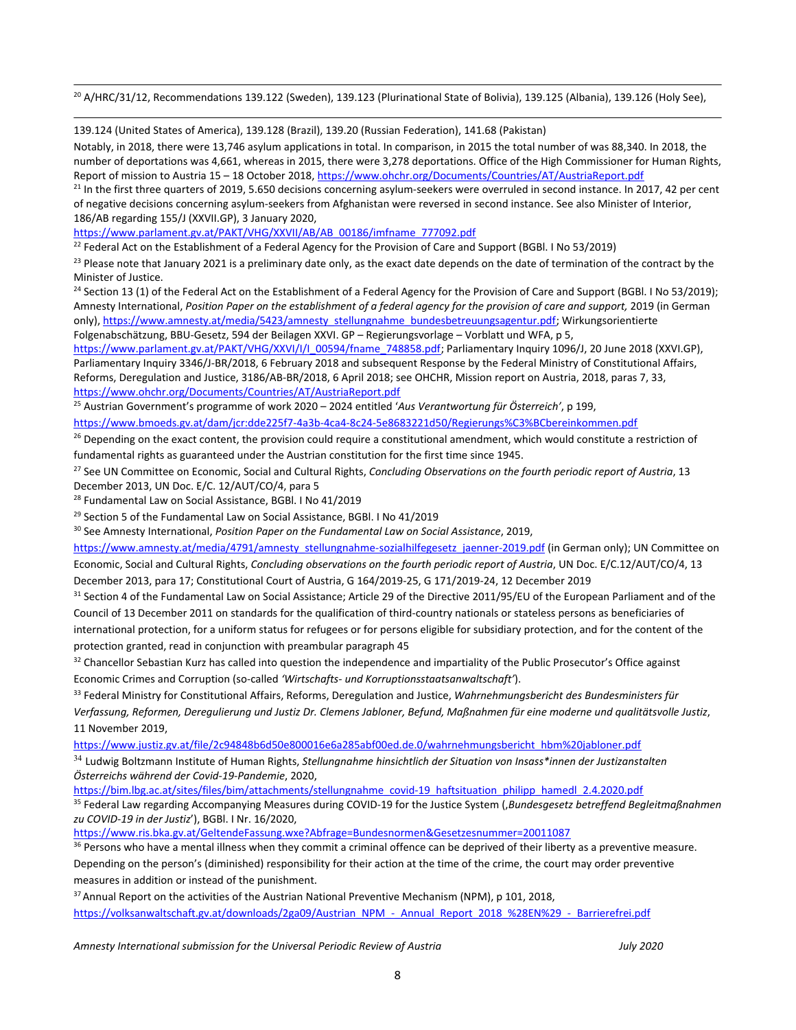[20] A/HRC/31/12, Recommendations 139.122 (Sweden), 139.123 (Plurinational State of Bolivia), 139.125 (Albania), 139.126 (Holy See),

139.124 (United States of America), 139.128 (Brazil), 139.20 (Russian Federation), 141.68 (Pakistan)

Notably, in 2018, there were 13,746 asylum applications in total. In comparison, in 2015 the total number of was 88,340. In 2018, the number of deportations was 4,661, whereas in 2015, there were 3,278 deportations. Office of the High Commissioner for Human Rights, Report of mission to Austria 15 – 18 October 2018, https://www.ohchr.org/Documents/Countries/AT/AustriaReport.pdf

[21] In the first three quarters of 2019, 5.650 decisions concerning asylum-seekers were overruled in second instance. In 2017, 42 per cent of negative decisions concerning asylum-seekers from Afghanistan were reversed in second instance. See also Minister of Interior, 186/AB regarding 155/J (XXVII.GP), 3 January 2020, https://www.parlament.gv.at/PAKT/VHG/XXVII/AB/AB_00186/imfname_777092.pdf

[22] Federal Act on the Establishment of a Federal Agency for the Provision of Care and Support (BGBl. I No 53/2019)

[23] Please note that January 2021 is a preliminary date only, as the exact date depends on the date of termination of the contract by the Minister of Justice.

[24] Section 13 (1) of the Federal Act on the Establishment of a Federal Agency for the Provision of Care and Support (BGBl. I No 53/2019); Amnesty International, *Position Paper on the establishment of a federal agency for the provision of care and support,* 2019 (in German only), https://www.amnesty.at/media/5423/amnesty_stellungnahme_bundesbetreuungsagentur.pdf; Wirkungsorientierte Folgenabschätzung, BBU-Gesetz, 594 der Beilagen XXVI. GP – Regierungsvorlage – Vorblatt und WFA, p 5, https://www.parlament.gv.at/PAKT/VHG/XXVI/I/I_00594/fname_748858.pdf; Parliamentary Inquiry 1096/J, 20 June 2018 (XXVI.GP), Parliamentary Inquiry 3346/J-BR/2018, 6 February 2018 and subsequent Response by the Federal Ministry of Constitutional Affairs, Reforms, Deregulation and Justice, 3186/AB-BR/2018, 6 April 2018; see OHCHR, Mission report on Austria, 2018, paras 7, 33, https://www.ohchr.org/Documents/Countries/AT/AustriaReport.pdf

[25] Austrian Government's programme of work 2020 – 2024 entitled '*Aus Verantwortung für Österreich'*, p 199, https://www.bmoeds.gv.at/dam/jcr:dde225f7-4a3b-4ca4-8c24-5e8683221d50/Regierungs%C3%BCbereinkommen.pdf

[26] Depending on the exact content, the provision could require a constitutional amendment, which would constitute a restriction of fundamental rights as guaranteed under the Austrian constitution for the first time since 1945.

[27] See UN Committee on Economic, Social and Cultural Rights, *Concluding Observations on the fourth periodic report of Austria*, 13 December 2013, UN Doc. E/C. 12/AUT/CO/4, para 5

[28] Fundamental Law on Social Assistance, BGBl. I No 41/2019

[29] Section 5 of the Fundamental Law on Social Assistance, BGBl. I No 41/2019

[30] See Amnesty International, *Position Paper on the Fundamental Law on Social Assistance*, 2019, https://www.amnesty.at/media/4791/amnesty_stellungnahme-sozialhilfegesetz_jaenner-2019.pdf (in German only); UN Committee on Economic, Social and Cultural Rights, *Concluding observations on the fourth periodic report of Austria*, UN Doc. E/C.12/AUT/CO/4, 13 December 2013, para 17; Constitutional Court of Austria, G 164/2019-25, G 171/2019-24, 12 December 2019

[31] Section 4 of the Fundamental Law on Social Assistance; Article 29 of the Directive 2011/95/EU of the European Parliament and of the Council of 13 December 2011 on standards for the qualification of third-country nationals or stateless persons as beneficiaries of international protection, for a uniform status for refugees or for persons eligible for subsidiary protection, and for the content of the protection granted, read in conjunction with preambular paragraph 45

[32] Chancellor Sebastian Kurz has called into question the independence and impartiality of the Public Prosecutor's Office against Economic Crimes and Corruption (so-called *'Wirtschafts- und Korruptionsstaatsanwaltschaft'*).

[33] Federal Ministry for Constitutional Affairs, Reforms, Deregulation and Justice, *Wahrnehmungsbericht des Bundesministers für Verfassung, Reformen, Deregulierung und Justiz Dr. Clemens Jabloner, Befund, Maßnahmen für eine moderne und qualitätsvolle Justiz*, 11 November 2019, https://www.justiz.gv.at/file/2c94848b6d50e800016e6a285abf00ed.de.0/wahrnehmungsbericht_hbm%20jabloner.pdf

[34] Ludwig Boltzmann Institute of Human Rights, *Stellungnahme hinsichtlich der Situation von Insass*innen der Justizanstalten Österreichs während der Covid-19-Pandemie*, 2020, https://bim.lbg.ac.at/sites/files/bim/attachments/stellungnahme_covid-19_haftsituation_philipp_hamedl_2.4.2020.pdf

[35] Federal Law regarding Accompanying Measures during COVID-19 for the Justice System (,*Bundesgesetz betreffend Begleitmaßnahmen zu COVID-19 in der Justiz*'), BGBl. I Nr. 16/2020, https://www.ris.bka.gv.at/GeltendeFassung.wxe?Abfrage=Bundesnormen&Gesetzesnummer=20011087

[36] Persons who have a mental illness when they commit a criminal offence can be deprived of their liberty as a preventive measure. Depending on the person's (diminished) responsibility for their action at the time of the crime, the court may order preventive measures in addition or instead of the punishment.

[37] Annual Report on the activities of the Austrian National Preventive Mechanism (NPM), p 101, 2018, https://volksanwaltschaft.gv.at/downloads/2ga09/Austrian_NPM_-_Annual_Report_2018_%28EN%29_-_Barrierefrei.pdf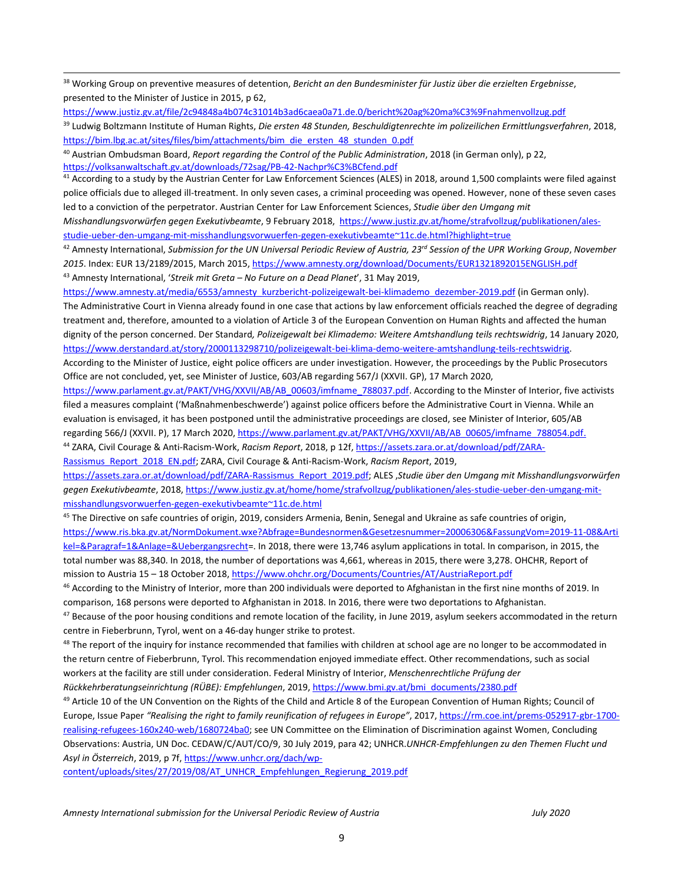[38] Working Group on preventive measures of detention, *Bericht an den Bundesminister für Justiz über die erzielten Ergebnisse*, presented to the Minister of Justice in 2015, p 62, https://www.justiz.gv.at/file/2c94848a4b074c31014b3ad6caea0a71.de.0/bericht%20ag%20ma%C3%9Fnahmenvollzug.pdf

[39] Ludwig Boltzmann Institute of Human Rights, *Die ersten 48 Stunden, Beschuldigtenrechte im polizeilichen Ermittlungsverfahren*, 2018, https://bim.lbg.ac.at/sites/files/bim/attachments/bim_die_ersten_48_stunden_0.pdf

[40] Austrian Ombudsman Board, *Report regarding the Control of the Public Administration*, 2018 (in German only), p 22, https://volksanwaltschaft.gv.at/downloads/72sag/PB-42-Nachpr%C3%BCfend.pdf

[41] According to a study by the Austrian Center for Law Enforcement Sciences (ALES) in 2018, around 1,500 complaints were filed against police officials due to alleged ill-treatment. In only seven cases, a criminal proceeding was opened. However, none of these seven cases led to a conviction of the perpetrator. Austrian Center for Law Enforcement Sciences, *Studie über den Umgang mit Misshandlungsvorwürfen gegen Exekutivbeamte*, 9 February 2018, https://www.justiz.gv.at/home/strafvollzug/publikationen/ales-studie-ueber-den-umgang-mit-misshandlungsvorwuerfen-gegen-exekutivbeamte~11c.de.html?highlight=true

[42] Amnesty International, *Submission for the UN Universal Periodic Review of Austria, 23rd Session of the UPR Working Group, November 2015*. Index: EUR 13/2189/2015, March 2015, https://www.amnesty.org/download/Documents/EUR1321892015ENGLISH.pdf

[43] Amnesty International, '*Streik mit Greta – No Future on a Dead Planet*', 31 May 2019, https://www.amnesty.at/media/6553/amnesty_kurzbericht-polizeigewalt-bei-klimademo_dezember-2019.pdf (in German only). The Administrative Court in Vienna already found in one case that actions by law enforcement officials reached the degree of degrading treatment and, therefore, amounted to a violation of Article 3 of the European Convention on Human Rights and affected the human dignity of the person concerned. Der Standard*, Polizeigewalt bei Klimademo: Weitere Amtshandlung teils rechtswidrig*, 14 January 2020, https://www.derstandard.at/story/2000113298710/polizeigewalt-bei-klima-demo-weitere-amtshandlung-teils-rechtswidrig. According to the Minister of Justice, eight police officers are under investigation. However, the proceedings by the Public Prosecutors Office are not concluded, yet, see Minister of Justice, 603/AB regarding 567/J (XXVII. GP), 17 March 2020, https://www.parlament.gv.at/PAKT/VHG/XXVII/AB/AB_00603/imfname_788037.pdf. According to the Minster of Interior, five activists filed a measures complaint ('Maßnahmenbeschwerde') against police officers before the Administrative Court in Vienna. While an evaluation is envisaged, it has been postponed until the administrative proceedings are closed, see Minister of Interior, 605/AB regarding 566/J (XXVII. P), 17 March 2020, https://www.parlament.gv.at/PAKT/VHG/XXVII/AB/AB_00605/imfname_788054.pdf.

[44] ZARA, Civil Courage & Anti-Racism-Work, *Racism Report*, 2018, p 12f, https://assets.zara.or.at/download/pdf/ZARA-Rassismus_Report_2018_EN.pdf; ZARA, Civil Courage & Anti-Racism-Work, *Racism Report*, 2019, https://assets.zara.or.at/download/pdf/ZARA-Rassismus_Report_2019.pdf; ALES ,*Studie über den Umgang mit Misshandlungsvorwürfen gegen Exekutivbeamte*, 2018, https://www.justiz.gv.at/home/home/strafvollzug/publikationen/ales-studie-ueber-den-umgang-mit-misshandlungsvorwuerfen-gegen-exekutivbeamte~11c.de.html

[45] The Directive on safe countries of origin, 2019, considers Armenia, Benin, Senegal and Ukraine as safe countries of origin, https://www.ris.bka.gv.at/NormDokument.wxe?Abfrage=Bundesnormen&Gesetzesnummer=20006306&FassungVom=2019-11-08&Artikel=&Paragraf=1&Anlage=&Uebergangsrecht=. In 2018, there were 13,746 asylum applications in total. In comparison, in 2015, the total number was 88,340. In 2018, the number of deportations was 4,661, whereas in 2015, there were 3,278. OHCHR, Report of mission to Austria 15 – 18 October 2018, https://www.ohchr.org/Documents/Countries/AT/AustriaReport.pdf

[46] According to the Ministry of Interior, more than 200 individuals were deported to Afghanistan in the first nine months of 2019. In comparison, 168 persons were deported to Afghanistan in 2018. In 2016, there were two deportations to Afghanistan.

[47] Because of the poor housing conditions and remote location of the facility, in June 2019, asylum seekers accommodated in the return centre in Fieberbrunn, Tyrol, went on a 46-day hunger strike to protest.

[48] The report of the inquiry for instance recommended that families with children at school age are no longer to be accommodated in the return centre of Fieberbrunn, Tyrol. This recommendation enjoyed immediate effect. Other recommendations, such as social workers at the facility are still under consideration. Federal Ministry of Interior, *Menschenrechtliche Prüfung der Rückkehrberatungseinrichtung (RÜBE): Empfehlungen*, 2019, https://www.bmi.gv.at/bmi_documents/2380.pdf

[49] Article 10 of the UN Convention on the Rights of the Child and Article 8 of the European Convention of Human Rights; Council of Europe, Issue Paper *"Realising the right to family reunification of refugees in Europe"*, 2017, https://rm.coe.int/prems-052917-gbr-1700-realising-refugees-160x240-web/1680724ba0; see UN Committee on the Elimination of Discrimination against Women, Concluding Observations: Austria, UN Doc. CEDAW/C/AUT/CO/9, 30 July 2019, para 42; UNHCR.*UNHCR-Empfehlungen zu den Themen Flucht und Asyl in Österreich*, 2019, p 7f, https://www.unhcr.org/dach/wp-content/uploads/sites/27/2019/08/AT_UNHCR_Empfehlungen_Regierung_2019.pdf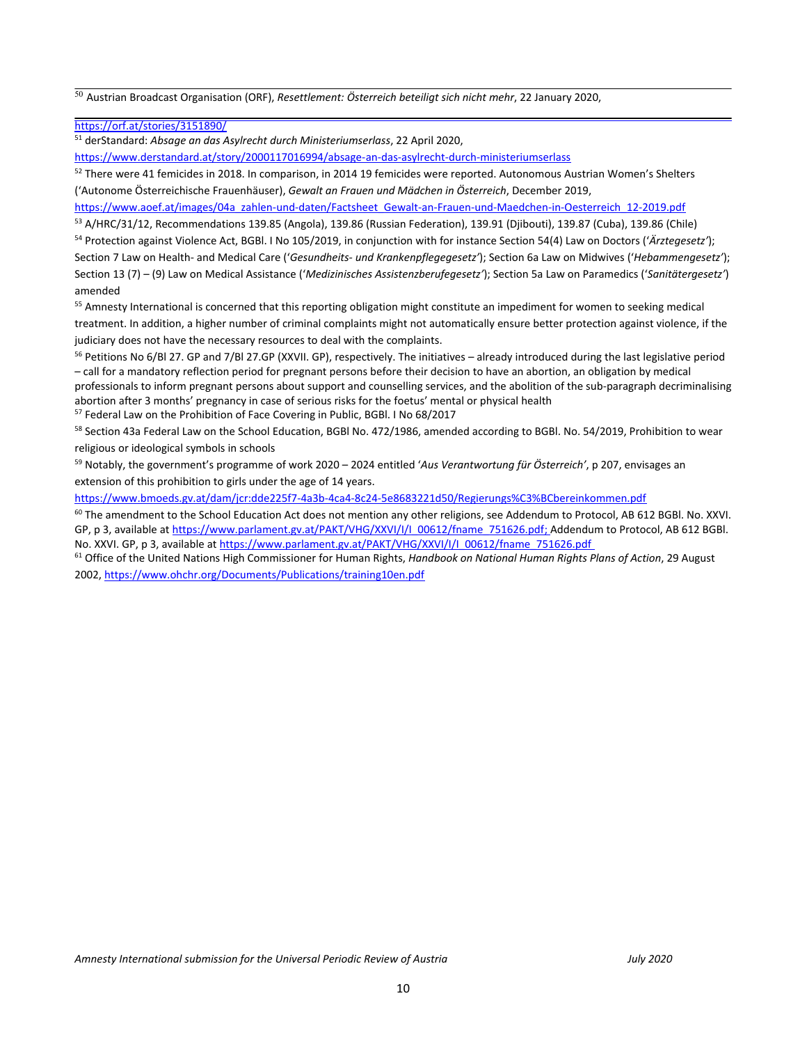[50] Austrian Broadcast Organisation (ORF), *Resettlement: Österreich beteiligt sich nicht mehr*, 22 January 2020, https://orf.at/stories/3151890/

[51] derStandard: *Absage an das Asylrecht durch Ministeriumserlass*, 22 April 2020, https://www.derstandard.at/story/2000117016994/absage-an-das-asylrecht-durch-ministeriumserlass

[52] There were 41 femicides in 2018. In comparison, in 2014 19 femicides were reported. Autonomous Austrian Women's Shelters ('Autonome Österreichische Frauenhäuser), *Gewalt an Frauen und Mädchen in Österreich*, December 2019, https://www.aoef.at/images/04a_zahlen-und-daten/Factsheet_Gewalt-an-Frauen-und-Maedchen-in-Oesterreich_12-2019.pdf

[53] A/HRC/31/12, Recommendations 139.85 (Angola), 139.86 (Russian Federation), 139.91 (Djibouti), 139.87 (Cuba), 139.86 (Chile)

[54] Protection against Violence Act, BGBl. I No 105/2019, in conjunction with for instance Section 54(4) Law on Doctors ('*Ärztegesetz*'); Section 7 Law on Health- and Medical Care ('*Gesundheits- und Krankenpflegegesetz*'); Section 6a Law on Midwives ('*Hebammengesetz*'); Section 13 (7) – (9) Law on Medical Assistance ('*Medizinisches Assistenzberufegesetz*'); Section 5a Law on Paramedics ('*Sanitätergesetz*') amended

[55] Amnesty International is concerned that this reporting obligation might constitute an impediment for women to seeking medical treatment. In addition, a higher number of criminal complaints might not automatically ensure better protection against violence, if the judiciary does not have the necessary resources to deal with the complaints.

[56] Petitions No 6/BI 27. GP and 7/BI 27.GP (XXVII. GP), respectively. The initiatives – already introduced during the last legislative period – call for a mandatory reflection period for pregnant persons before their decision to have an abortion, an obligation by medical professionals to inform pregnant persons about support and counselling services, and the abolition of the sub-paragraph decriminalising abortion after 3 months' pregnancy in case of serious risks for the foetus' mental or physical health

[57] Federal Law on the Prohibition of Face Covering in Public, BGBl. I No 68/2017

[58] Section 43a Federal Law on the School Education, BGBl No. 472/1986, amended according to BGBl. No. 54/2019, Prohibition to wear religious or ideological symbols in schools

[59] Notably, the government's programme of work 2020 – 2024 entitled '*Aus Verantwortung für Österreich*', p 207, envisages an extension of this prohibition to girls under the age of 14 years. https://www.bmoeds.gv.at/dam/jcr:dde225f7-4a3b-4ca4-8c24-5e8683221d50/Regierungs%C3%BCbereinkommen.pdf

[60] The amendment to the School Education Act does not mention any other religions, see Addendum to Protocol, AB 612 BGBl. No. XXVI. GP, p 3, available at https://www.parlament.gv.at/PAKT/VHG/XXVI/I/I_00612/fname_751626.pdf; Addendum to Protocol, AB 612 BGBl. No. XXVI. GP, p 3, available at https://www.parlament.gv.at/PAKT/VHG/XXVI/I/I_00612/fname_751626.pdf

[61] Office of the United Nations High Commissioner for Human Rights, *Handbook on National Human Rights Plans of Action*, 29 August 2002, https://www.ohchr.org/Documents/Publications/training10en.pdf